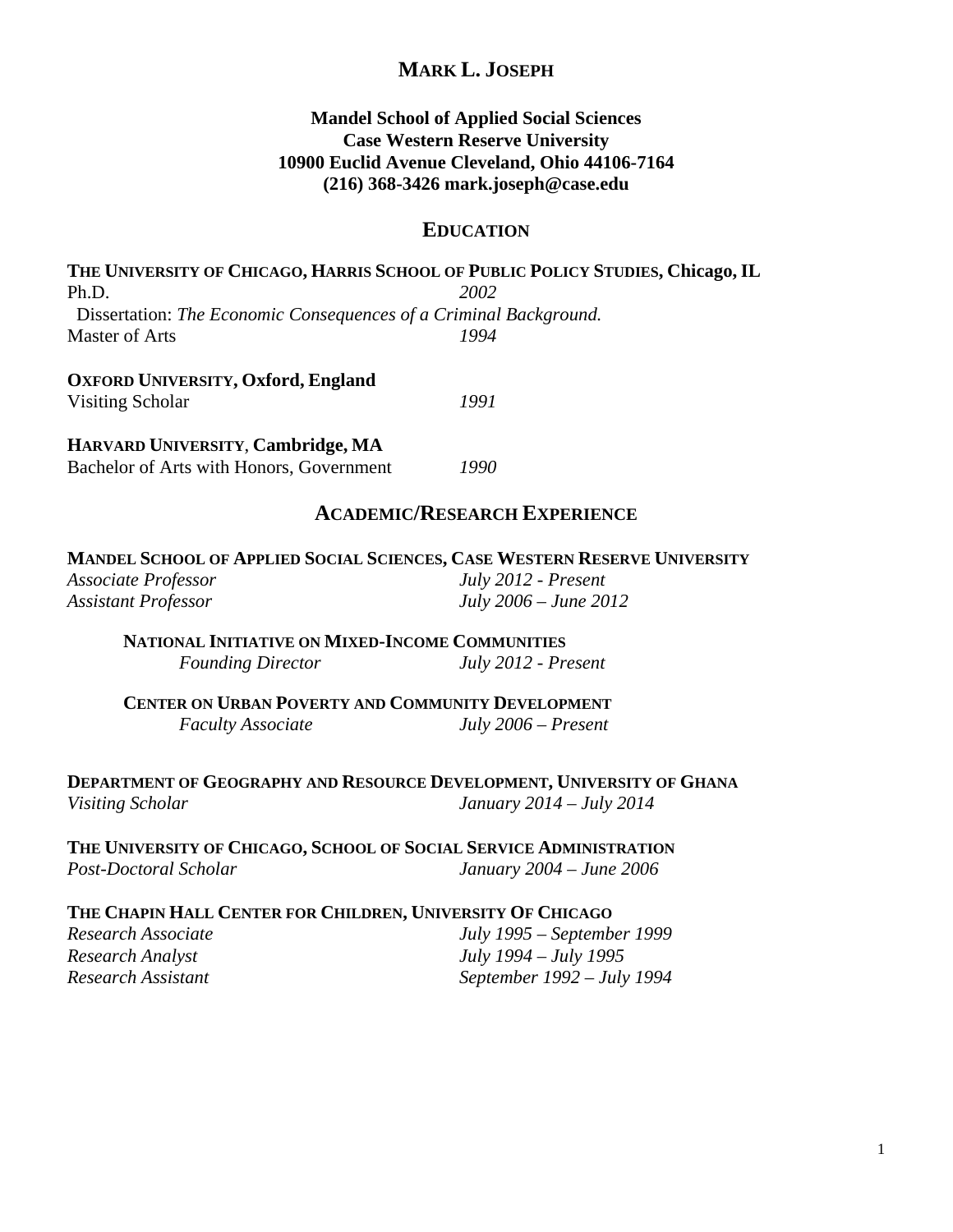# MARK L. JOSEPH

**Mandel School of Applied Social Sciences**
**Case Western Reserve University**
**10900 Euclid Avenue Cleveland, Ohio 44106-7164**
**(216) 368-3426 mark.joseph@case.edu**

## EDUCATION

**THE UNIVERSITY OF CHICAGO, HARRIS SCHOOL OF PUBLIC POLICY STUDIES, Chicago, IL**
Ph.D. *2002*
Dissertation: *The Economic Consequences of a Criminal Background.*
Master of Arts *1994*

**OXFORD UNIVERSITY, Oxford, England**
Visiting Scholar *1991*

**HARVARD UNIVERSITY, Cambridge, MA**
Bachelor of Arts with Honors, Government *1990*

## ACADEMIC/RESEARCH EXPERIENCE

**MANDEL SCHOOL OF APPLIED SOCIAL SCIENCES, CASE WESTERN RESERVE UNIVERSITY**
*Associate Professor* *July 2012 - Present*
*Assistant Professor* *July 2006 – June 2012*

**NATIONAL INITIATIVE ON MIXED-INCOME COMMUNITIES**
*Founding Director* *July 2012 - Present*

**CENTER ON URBAN POVERTY AND COMMUNITY DEVELOPMENT**
*Faculty Associate* *July 2006 – Present*

**DEPARTMENT OF GEOGRAPHY AND RESOURCE DEVELOPMENT, UNIVERSITY OF GHANA**
*Visiting Scholar* *January 2014 – July 2014*

**THE UNIVERSITY OF CHICAGO, SCHOOL OF SOCIAL SERVICE ADMINISTRATION**
*Post-Doctoral Scholar* *January 2004 – June 2006*

**THE CHAPIN HALL CENTER FOR CHILDREN, UNIVERSITY OF CHICAGO**
*Research Associate* *July 1995 – September 1999*
*Research Analyst* *July 1994 – July 1995*
*Research Assistant* *September 1992 – July 1994*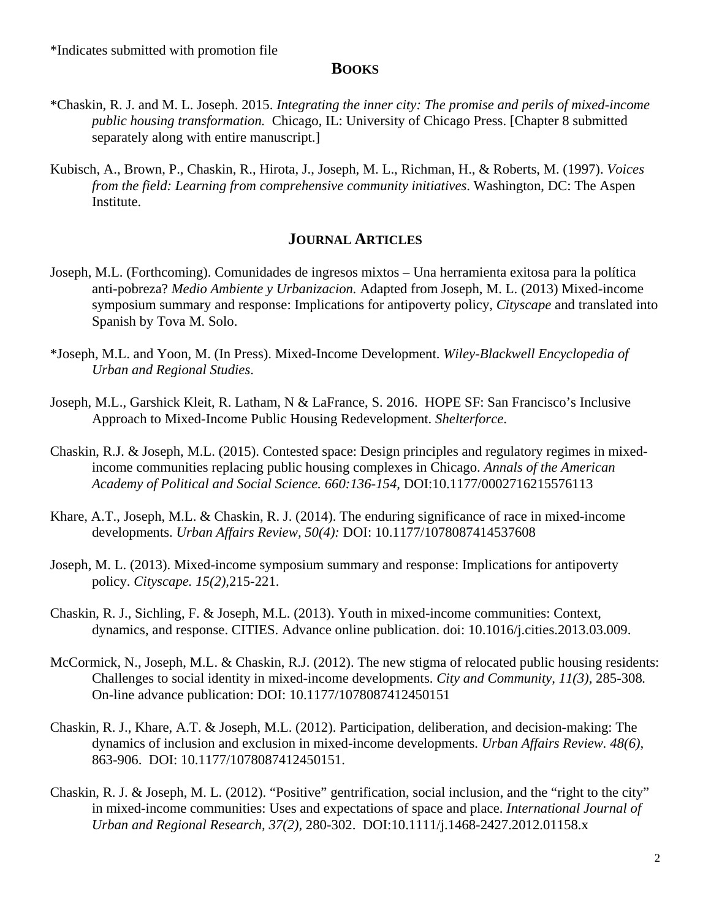*Indicates submitted with promotion file

## BOOKS

*Chaskin, R. J. and M. L. Joseph. 2015. *Integrating the inner city: The promise and perils of mixed-income public housing transformation.* Chicago, IL: University of Chicago Press. [Chapter 8 submitted separately along with entire manuscript.]

Kubisch, A., Brown, P., Chaskin, R., Hirota, J., Joseph, M. L., Richman, H., & Roberts, M. (1997). *Voices from the field: Learning from comprehensive community initiatives*. Washington, DC: The Aspen Institute.

## JOURNAL ARTICLES

Joseph, M.L. (Forthcoming). Comunidades de ingresos mixtos – Una herramienta exitosa para la política anti-pobreza? *Medio Ambiente y Urbanizacion.* Adapted from Joseph, M. L. (2013) Mixed-income symposium summary and response: Implications for antipoverty policy, *Cityscape* and translated into Spanish by Tova M. Solo.

*Joseph, M.L. and Yoon, M. (In Press). Mixed-Income Development. *Wiley-Blackwell Encyclopedia of Urban and Regional Studies*.

Joseph, M.L., Garshick Kleit, R. Latham, N & LaFrance, S. 2016. HOPE SF: San Francisco's Inclusive Approach to Mixed-Income Public Housing Redevelopment. *Shelterforce*.

Chaskin, R.J. & Joseph, M.L. (2015). Contested space: Design principles and regulatory regimes in mixed-income communities replacing public housing complexes in Chicago. *Annals of the American Academy of Political and Social Science. 660:136-154*, DOI:10.1177/0002716215576113

Khare, A.T., Joseph, M.L. & Chaskin, R. J. (2014). The enduring significance of race in mixed-income developments. *Urban Affairs Review, 50(4):* DOI: 10.1177/1078087414537608

Joseph, M. L. (2013). Mixed-income symposium summary and response: Implications for antipoverty policy. *Cityscape. 15(2)*,215-221.

Chaskin, R. J., Sichling, F. & Joseph, M.L. (2013). Youth in mixed-income communities: Context, dynamics, and response. CITIES. Advance online publication. doi: 10.1016/j.cities.2013.03.009.

McCormick, N., Joseph, M.L. & Chaskin, R.J. (2012). The new stigma of relocated public housing residents: Challenges to social identity in mixed-income developments. *City and Community, 11(3),* 285-308*.* On-line advance publication: DOI: 10.1177/1078087412450151

Chaskin, R. J., Khare, A.T. & Joseph, M.L. (2012). Participation, deliberation, and decision-making: The dynamics of inclusion and exclusion in mixed-income developments. *Urban Affairs Review. 48(6),* 863-906. DOI: 10.1177/1078087412450151.

Chaskin, R. J. & Joseph, M. L. (2012). "Positive" gentrification, social inclusion, and the "right to the city" in mixed-income communities: Uses and expectations of space and place. *International Journal of Urban and Regional Research, 37(2),* 280-302. DOI:10.1111/j.1468-2427.2012.01158.x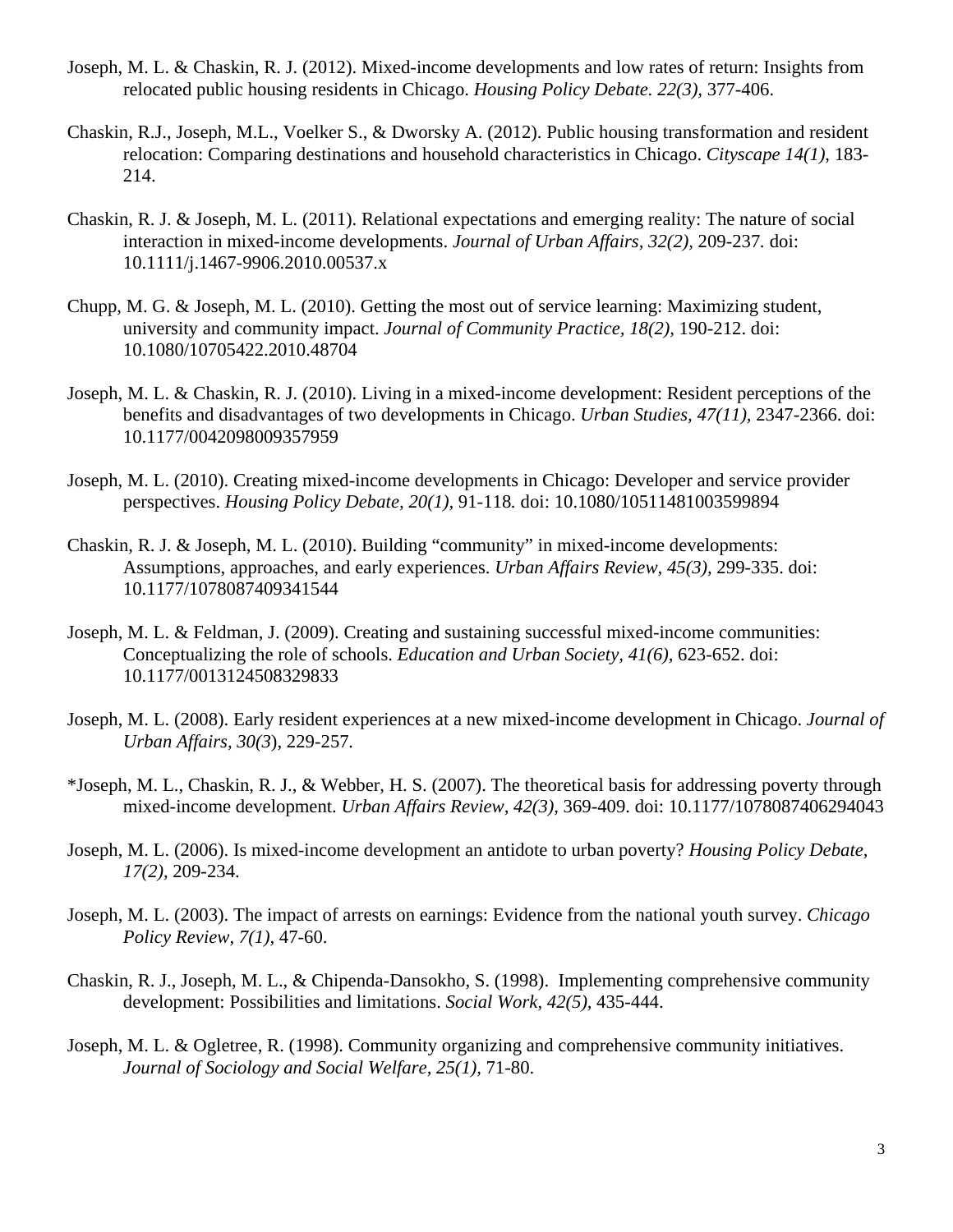Joseph, M. L. & Chaskin, R. J. (2012). Mixed-income developments and low rates of return: Insights from relocated public housing residents in Chicago. *Housing Policy Debate. 22(3),* 377-406.

Chaskin, R.J., Joseph, M.L., Voelker S., & Dworsky A. (2012). Public housing transformation and resident relocation: Comparing destinations and household characteristics in Chicago. *Cityscape 14(1),* 183-214.

Chaskin, R. J. & Joseph, M. L. (2011). Relational expectations and emerging reality: The nature of social interaction in mixed-income developments. *Journal of Urban Affairs, 32(2),* 209-237. doi: 10.1111/j.1467-9906.2010.00537.x

Chupp, M. G. & Joseph, M. L. (2010). Getting the most out of service learning: Maximizing student, university and community impact. *Journal of Community Practice, 18(2),* 190-212. doi: 10.1080/10705422.2010.48704

Joseph, M. L. & Chaskin, R. J. (2010). Living in a mixed-income development: Resident perceptions of the benefits and disadvantages of two developments in Chicago. *Urban Studies, 47(11),* 2347-2366. doi: 10.1177/0042098009357959

Joseph, M. L. (2010). Creating mixed-income developments in Chicago: Developer and service provider perspectives. *Housing Policy Debate, 20(1),* 91-118. doi: 10.1080/10511481003599894

Chaskin, R. J. & Joseph, M. L. (2010). Building "community" in mixed-income developments: Assumptions, approaches, and early experiences. *Urban Affairs Review, 45(3),* 299-335. doi: 10.1177/1078087409341544

Joseph, M. L. & Feldman, J. (2009). Creating and sustaining successful mixed-income communities: Conceptualizing the role of schools. *Education and Urban Society, 41(6),* 623-652. doi: 10.1177/0013124508329833

Joseph, M. L. (2008). Early resident experiences at a new mixed-income development in Chicago. *Journal of Urban Affairs, 30(3*), 229-257.

*Joseph, M. L., Chaskin, R. J., & Webber, H. S. (2007). The theoretical basis for addressing poverty through mixed-income development. *Urban Affairs Review, 42(3),* 369-409. doi: 10.1177/1078087406294043

Joseph, M. L. (2006). Is mixed-income development an antidote to urban poverty? *Housing Policy Debate, 17(2),* 209-234.

Joseph, M. L. (2003). The impact of arrests on earnings: Evidence from the national youth survey. *Chicago Policy Review, 7(1),* 47-60.

Chaskin, R. J., Joseph, M. L., & Chipenda-Dansokho, S. (1998). Implementing comprehensive community development: Possibilities and limitations. *Social Work, 42(5),* 435-444.

Joseph, M. L. & Ogletree, R. (1998). Community organizing and comprehensive community initiatives. *Journal of Sociology and Social Welfare, 25(1),* 71-80.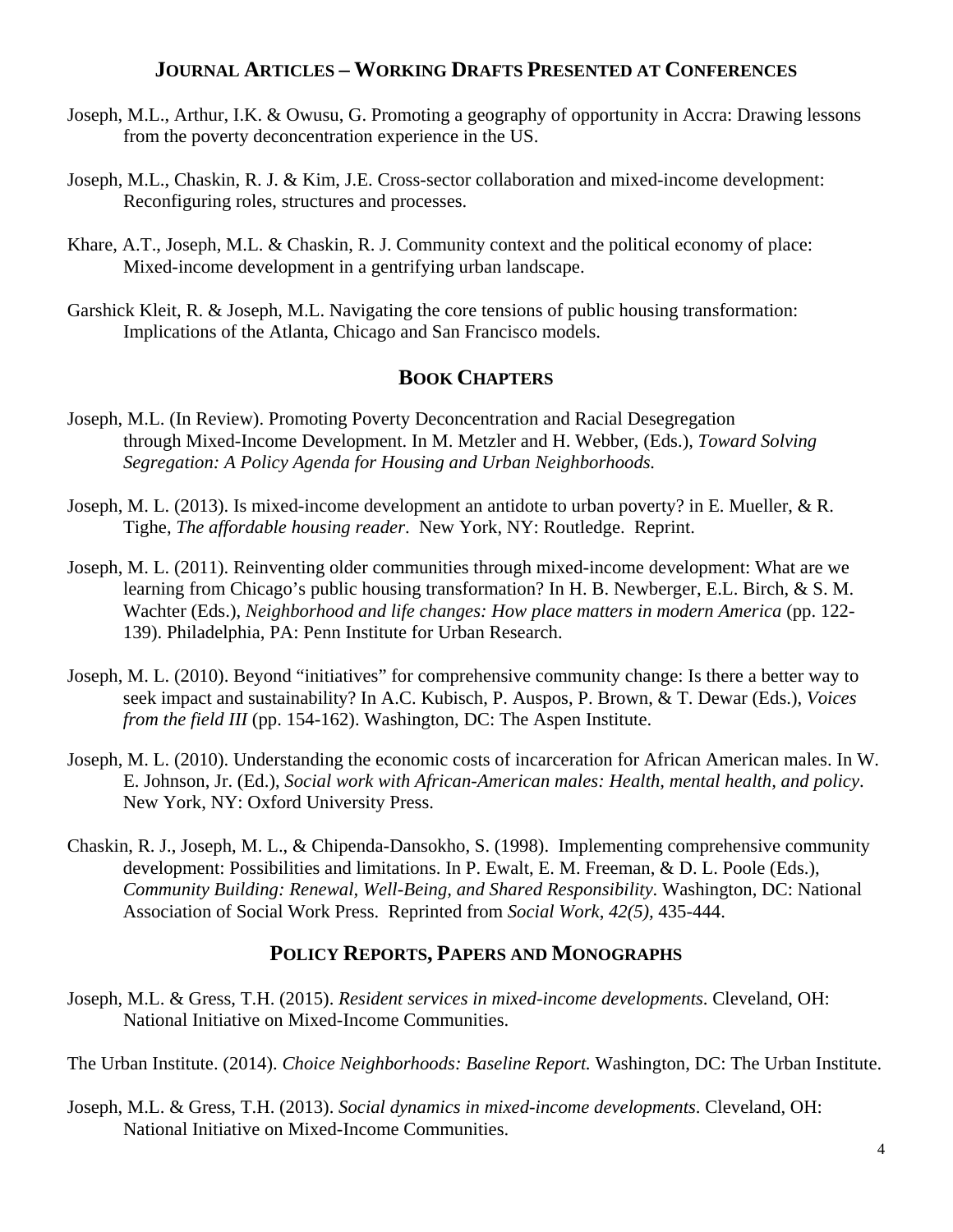## Journal Articles – Working Drafts Presented at Conferences

Joseph, M.L., Arthur, I.K. & Owusu, G. Promoting a geography of opportunity in Accra: Drawing lessons from the poverty deconcentration experience in the US.

Joseph, M.L., Chaskin, R. J. & Kim, J.E. Cross-sector collaboration and mixed-income development: Reconfiguring roles, structures and processes.

Khare, A.T., Joseph, M.L. & Chaskin, R. J. Community context and the political economy of place: Mixed-income development in a gentrifying urban landscape.

Garshick Kleit, R. & Joseph, M.L. Navigating the core tensions of public housing transformation: Implications of the Atlanta, Chicago and San Francisco models.

## Book Chapters

Joseph, M.L. (In Review). Promoting Poverty Deconcentration and Racial Desegregation through Mixed-Income Development. In M. Metzler and H. Webber, (Eds.), *Toward Solving Segregation: A Policy Agenda for Housing and Urban Neighborhoods.*

Joseph, M. L. (2013). Is mixed-income development an antidote to urban poverty? in E. Mueller, & R. Tighe, *The affordable housing reader*. New York, NY: Routledge. Reprint.

Joseph, M. L. (2011). Reinventing older communities through mixed-income development: What are we learning from Chicago's public housing transformation? In H. B. Newberger, E.L. Birch, & S. M. Wachter (Eds.), *Neighborhood and life changes: How place matters in modern America* (pp. 122-139). Philadelphia, PA: Penn Institute for Urban Research.

Joseph, M. L. (2010). Beyond "initiatives" for comprehensive community change: Is there a better way to seek impact and sustainability? In A.C. Kubisch, P. Auspos, P. Brown, & T. Dewar (Eds.), *Voices from the field III* (pp. 154-162). Washington, DC: The Aspen Institute.

Joseph, M. L. (2010). Understanding the economic costs of incarceration for African American males. In W. E. Johnson, Jr. (Ed.), *Social work with African-American males: Health, mental health, and policy*. New York, NY: Oxford University Press.

Chaskin, R. J., Joseph, M. L., & Chipenda-Dansokho, S. (1998). Implementing comprehensive community development: Possibilities and limitations. In P. Ewalt, E. M. Freeman, & D. L. Poole (Eds.), *Community Building: Renewal, Well-Being, and Shared Responsibility*. Washington, DC: National Association of Social Work Press. Reprinted from *Social Work*, *42(5),* 435-444.

## Policy Reports, Papers and Monographs

Joseph, M.L. & Gress, T.H. (2015). *Resident services in mixed-income developments*. Cleveland, OH: National Initiative on Mixed-Income Communities.

The Urban Institute. (2014). *Choice Neighborhoods: Baseline Report.* Washington, DC: The Urban Institute.

Joseph, M.L. & Gress, T.H. (2013). *Social dynamics in mixed-income developments*. Cleveland, OH: National Initiative on Mixed-Income Communities.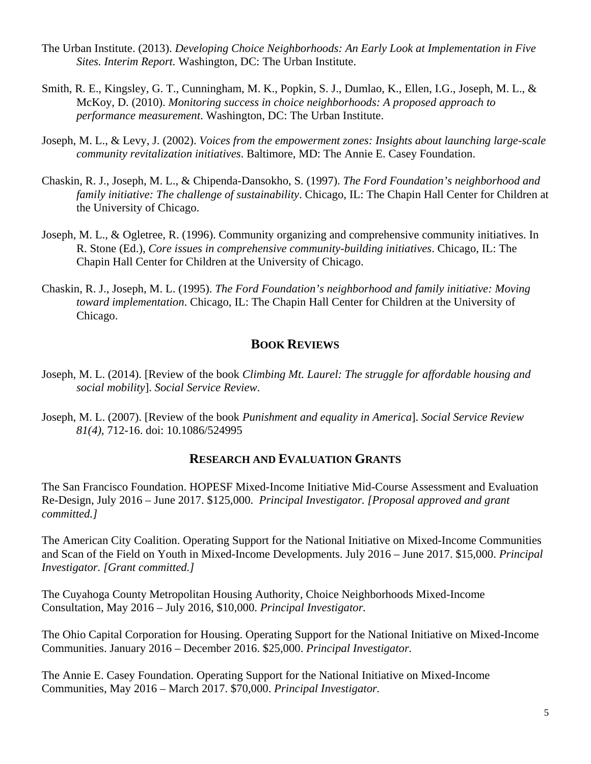The Urban Institute. (2013). *Developing Choice Neighborhoods: An Early Look at Implementation in Five Sites. Interim Report.* Washington, DC: The Urban Institute.

Smith, R. E., Kingsley, G. T., Cunningham, M. K., Popkin, S. J., Dumlao, K., Ellen, I.G., Joseph, M. L., & McKoy, D. (2010). *Monitoring success in choice neighborhoods: A proposed approach to performance measurement*. Washington, DC: The Urban Institute.

Joseph, M. L., & Levy, J. (2002). *Voices from the empowerment zones: Insights about launching large-scale community revitalization initiatives*. Baltimore, MD: The Annie E. Casey Foundation.

Chaskin, R. J., Joseph, M. L., & Chipenda-Dansokho, S. (1997). *The Ford Foundation's neighborhood and family initiative: The challenge of sustainability*. Chicago, IL: The Chapin Hall Center for Children at the University of Chicago.

Joseph, M. L., & Ogletree, R. (1996). Community organizing and comprehensive community initiatives. In R. Stone (Ed.), *Core issues in comprehensive community-building initiatives*. Chicago, IL: The Chapin Hall Center for Children at the University of Chicago.

Chaskin, R. J., Joseph, M. L. (1995). *The Ford Foundation's neighborhood and family initiative: Moving toward implementation*. Chicago, IL: The Chapin Hall Center for Children at the University of Chicago.

## BOOK REVIEWS

Joseph, M. L. (2014). [Review of the book *Climbing Mt. Laurel: The struggle for affordable housing and social mobility*]. *Social Service Review*.

Joseph, M. L. (2007). [Review of the book *Punishment and equality in America*]. *Social Service Review 81(4),* 712-16. doi: 10.1086/524995

## RESEARCH AND EVALUATION GRANTS

The San Francisco Foundation. HOPESF Mixed-Income Initiative Mid-Course Assessment and Evaluation Re-Design, July 2016 – June 2017. $125,000. *Principal Investigator. [Proposal approved and grant committed.]*

The American City Coalition. Operating Support for the National Initiative on Mixed-Income Communities and Scan of the Field on Youth in Mixed-Income Developments. July 2016 – June 2017. $15,000. *Principal Investigator. [Grant committed.]*

The Cuyahoga County Metropolitan Housing Authority, Choice Neighborhoods Mixed-Income Consultation, May 2016 – July 2016, $10,000. *Principal Investigator.*

The Ohio Capital Corporation for Housing. Operating Support for the National Initiative on Mixed-Income Communities. January 2016 – December 2016. $25,000. *Principal Investigator.*

The Annie E. Casey Foundation. Operating Support for the National Initiative on Mixed-Income Communities, May 2016 – March 2017. $70,000. *Principal Investigator.*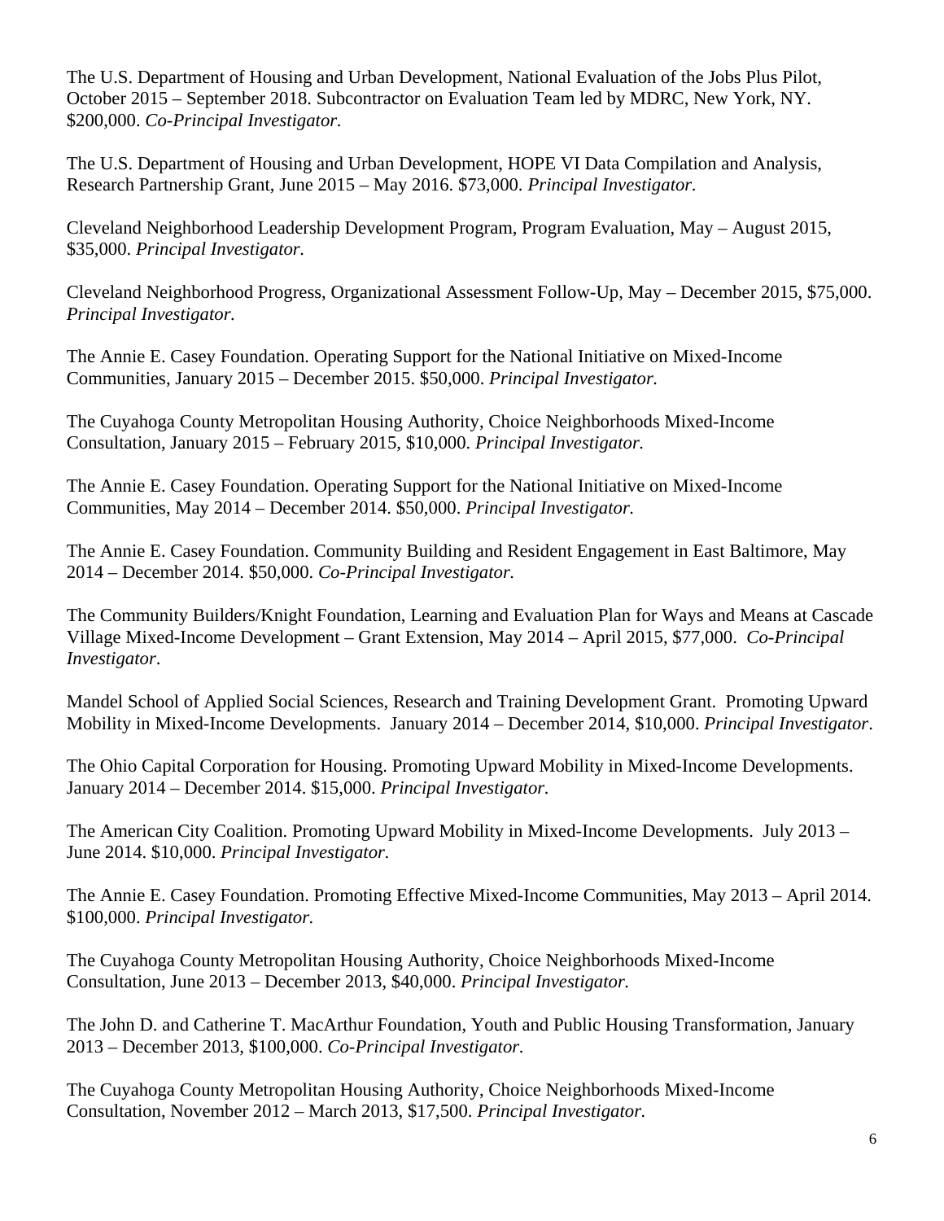The U.S. Department of Housing and Urban Development, National Evaluation of the Jobs Plus Pilot, October 2015 – September 2018. Subcontractor on Evaluation Team led by MDRC, New York, NY. $200,000. *Co-Principal Investigator.*

The U.S. Department of Housing and Urban Development, HOPE VI Data Compilation and Analysis, Research Partnership Grant, June 2015 – May 2016. $73,000. *Principal Investigator.*

Cleveland Neighborhood Leadership Development Program, Program Evaluation, May – August 2015, $35,000. *Principal Investigator.*

Cleveland Neighborhood Progress, Organizational Assessment Follow-Up, May – December 2015, $75,000. *Principal Investigator.*

The Annie E. Casey Foundation. Operating Support for the National Initiative on Mixed-Income Communities, January 2015 – December 2015. $50,000. *Principal Investigator.*

The Cuyahoga County Metropolitan Housing Authority, Choice Neighborhoods Mixed-Income Consultation, January 2015 – February 2015, $10,000. *Principal Investigator.*

The Annie E. Casey Foundation. Operating Support for the National Initiative on Mixed-Income Communities, May 2014 – December 2014. $50,000. *Principal Investigator.*

The Annie E. Casey Foundation. Community Building and Resident Engagement in East Baltimore, May 2014 – December 2014. $50,000. *Co-Principal Investigator.*

The Community Builders/Knight Foundation, Learning and Evaluation Plan for Ways and Means at Cascade Village Mixed-Income Development – Grant Extension, May 2014 – April 2015, $77,000. *Co-Principal Investigator*.

Mandel School of Applied Social Sciences, Research and Training Development Grant. Promoting Upward Mobility in Mixed-Income Developments. January 2014 – December 2014, $10,000. *Principal Investigator*.

The Ohio Capital Corporation for Housing. Promoting Upward Mobility in Mixed-Income Developments. January 2014 – December 2014. $15,000. *Principal Investigator*.

The American City Coalition. Promoting Upward Mobility in Mixed-Income Developments. July 2013 – June 2014. $10,000. *Principal Investigator.*

The Annie E. Casey Foundation. Promoting Effective Mixed-Income Communities, May 2013 – April 2014. $100,000. *Principal Investigator.*

The Cuyahoga County Metropolitan Housing Authority, Choice Neighborhoods Mixed-Income Consultation, June 2013 – December 2013, $40,000. *Principal Investigator.*

The John D. and Catherine T. MacArthur Foundation, Youth and Public Housing Transformation, January 2013 – December 2013, $100,000. *Co-Principal Investigator.*

The Cuyahoga County Metropolitan Housing Authority, Choice Neighborhoods Mixed-Income Consultation, November 2012 – March 2013, $17,500. *Principal Investigator.*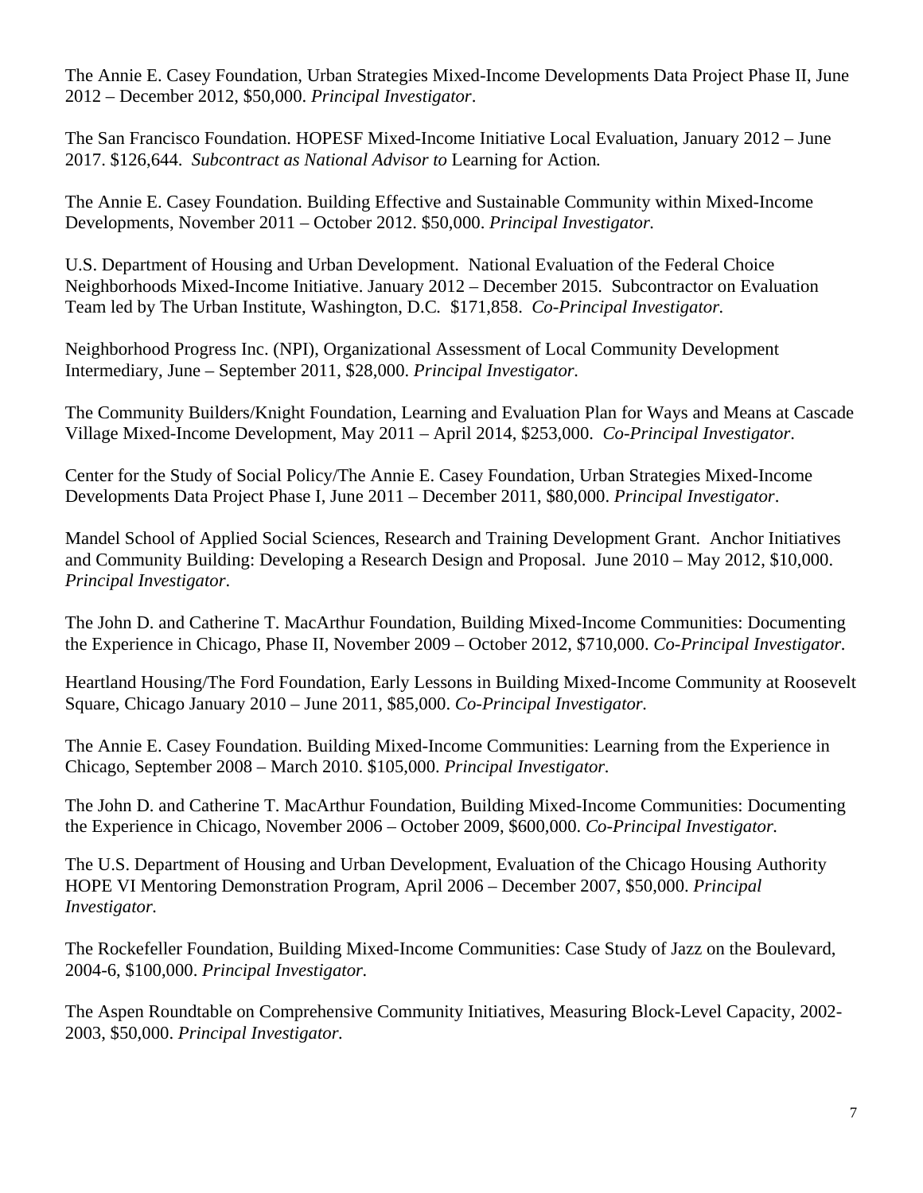The Annie E. Casey Foundation, Urban Strategies Mixed-Income Developments Data Project Phase II, June 2012 – December 2012, $50,000. *Principal Investigator*.

The San Francisco Foundation. HOPESF Mixed-Income Initiative Local Evaluation, January 2012 – June 2017. $126,644. *Subcontract as National Advisor to* Learning for Action*.*

The Annie E. Casey Foundation. Building Effective and Sustainable Community within Mixed-Income Developments, November 2011 – October 2012. $50,000. *Principal Investigator.*

U.S. Department of Housing and Urban Development. National Evaluation of the Federal Choice Neighborhoods Mixed-Income Initiative. January 2012 – December 2015. Subcontractor on Evaluation Team led by The Urban Institute, Washington, D.C. $171,858. *Co-Principal Investigator.*

Neighborhood Progress Inc. (NPI), Organizational Assessment of Local Community Development Intermediary, June – September 2011, $28,000. *Principal Investigator.*

The Community Builders/Knight Foundation, Learning and Evaluation Plan for Ways and Means at Cascade Village Mixed-Income Development, May 2011 – April 2014, $253,000. *Co-Principal Investigator.*

Center for the Study of Social Policy/The Annie E. Casey Foundation, Urban Strategies Mixed-Income Developments Data Project Phase I, June 2011 – December 2011, $80,000. *Principal Investigator*.

Mandel School of Applied Social Sciences, Research and Training Development Grant. Anchor Initiatives and Community Building: Developing a Research Design and Proposal. June 2010 – May 2012, $10,000. *Principal Investigator*.

The John D. and Catherine T. MacArthur Foundation, Building Mixed-Income Communities: Documenting the Experience in Chicago, Phase II, November 2009 – October 2012, $710,000. *Co-Principal Investigator.*

Heartland Housing/The Ford Foundation, Early Lessons in Building Mixed-Income Community at Roosevelt Square, Chicago January 2010 – June 2011, $85,000. *Co-Principal Investigator.*

The Annie E. Casey Foundation. Building Mixed-Income Communities: Learning from the Experience in Chicago, September 2008 – March 2010. $105,000. *Principal Investigator.*

The John D. and Catherine T. MacArthur Foundation, Building Mixed-Income Communities: Documenting the Experience in Chicago, November 2006 – October 2009, $600,000. *Co-Principal Investigator.*

The U.S. Department of Housing and Urban Development, Evaluation of the Chicago Housing Authority HOPE VI Mentoring Demonstration Program, April 2006 – December 2007, $50,000. *Principal Investigator.*

The Rockefeller Foundation, Building Mixed-Income Communities: Case Study of Jazz on the Boulevard, 2004-6, $100,000. *Principal Investigator.*

The Aspen Roundtable on Comprehensive Community Initiatives, Measuring Block-Level Capacity, 2002-2003, $50,000. *Principal Investigator.*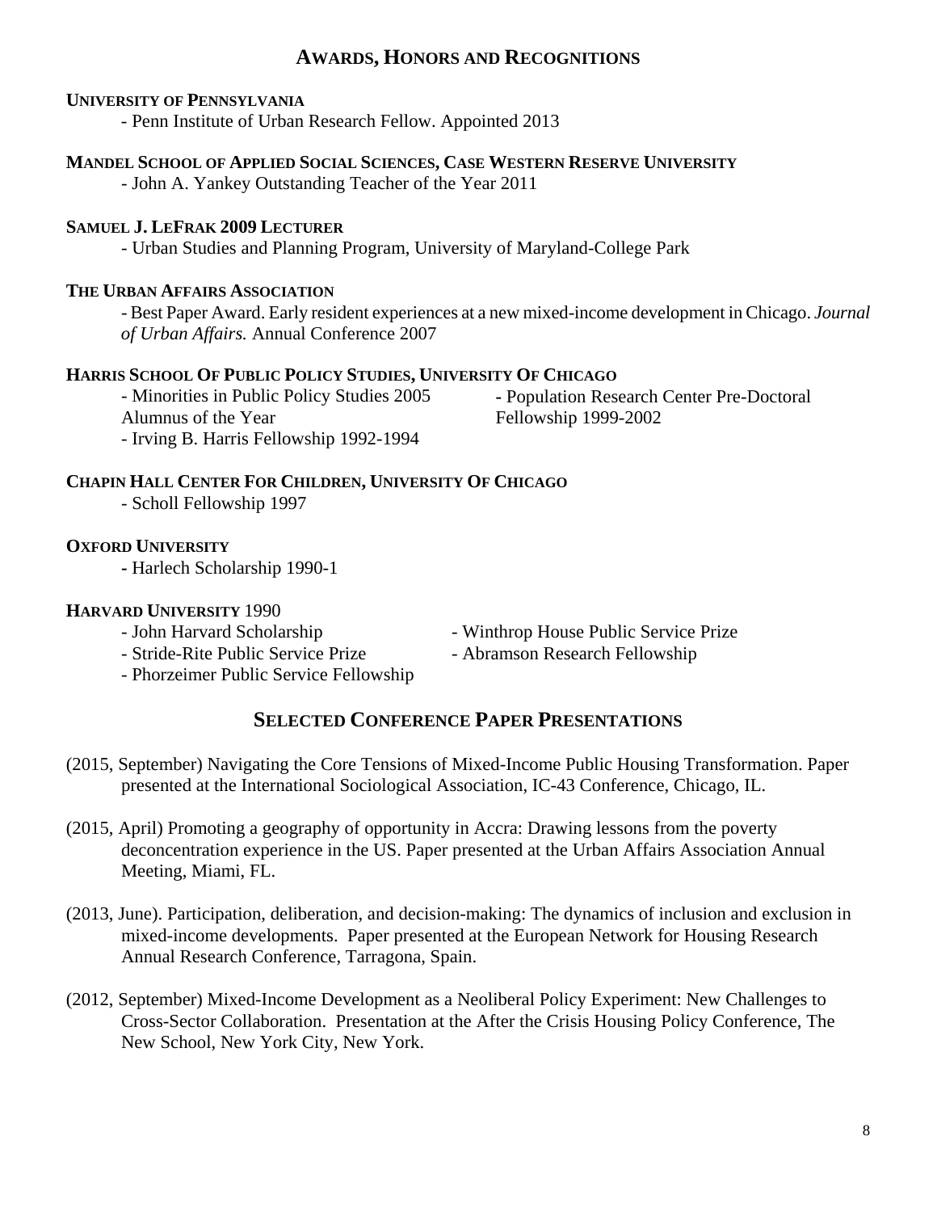## Awards, Honors and Recognitions

**University of Pennsylvania**

- Penn Institute of Urban Research Fellow. Appointed 2013

**Mandel School of Applied Social Sciences, Case Western Reserve University**

- John A. Yankey Outstanding Teacher of the Year 2011

**Samuel J. LeFrak 2009 Lecturer**

- Urban Studies and Planning Program, University of Maryland-College Park

**The Urban Affairs Association**

- Best Paper Award. Early resident experiences at a new mixed-income development in Chicago. *Journal of Urban Affairs.* Annual Conference 2007

**Harris School Of Public Policy Studies, University Of Chicago**

- Minorities in Public Policy Studies 2005 Alumnus of the Year
- Irving B. Harris Fellowship 1992-1994
- Population Research Center Pre-Doctoral Fellowship 1999-2002

**Chapin Hall Center For Children, University Of Chicago**

- Scholl Fellowship 1997

**Oxford University**

- Harlech Scholarship 1990-1

**Harvard University** 1990

- John Harvard Scholarship
- Stride-Rite Public Service Prize
- Phorzeimer Public Service Fellowship
- Winthrop House Public Service Prize
- Abramson Research Fellowship

## Selected Conference Paper Presentations

(2015, September) Navigating the Core Tensions of Mixed-Income Public Housing Transformation. Paper presented at the International Sociological Association, IC-43 Conference, Chicago, IL.

(2015, April) Promoting a geography of opportunity in Accra: Drawing lessons from the poverty deconcentration experience in the US. Paper presented at the Urban Affairs Association Annual Meeting, Miami, FL.

(2013, June). Participation, deliberation, and decision-making: The dynamics of inclusion and exclusion in mixed-income developments. Paper presented at the European Network for Housing Research Annual Research Conference, Tarragona, Spain.

(2012, September) Mixed-Income Development as a Neoliberal Policy Experiment: New Challenges to Cross-Sector Collaboration. Presentation at the After the Crisis Housing Policy Conference, The New School, New York City, New York.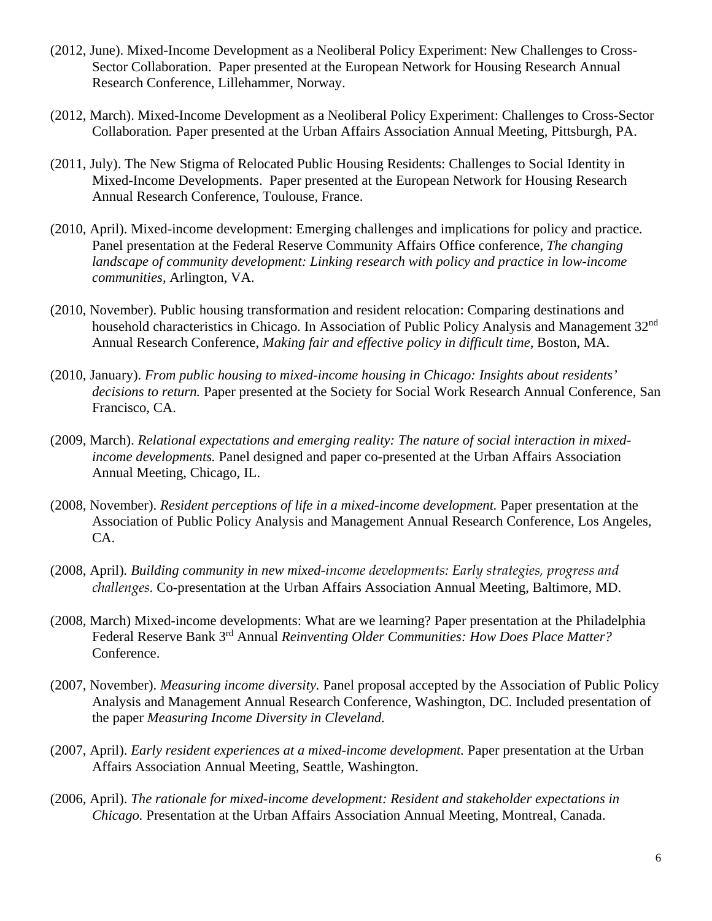(2012, June). Mixed-Income Development as a Neoliberal Policy Experiment: New Challenges to Cross-Sector Collaboration. Paper presented at the European Network for Housing Research Annual Research Conference, Lillehammer, Norway.

(2012, March). Mixed-Income Development as a Neoliberal Policy Experiment: Challenges to Cross-Sector Collaboration*.* Paper presented at the Urban Affairs Association Annual Meeting, Pittsburgh, PA.

(2011, July). The New Stigma of Relocated Public Housing Residents: Challenges to Social Identity in Mixed-Income Developments. Paper presented at the European Network for Housing Research Annual Research Conference, Toulouse, France.

(2010, April). Mixed-income development: Emerging challenges and implications for policy and practice*.* Panel presentation at the Federal Reserve Community Affairs Office conference, *The changing landscape of community development: Linking research with policy and practice in low-income communities,* Arlington, VA.

(2010, November). Public housing transformation and resident relocation: Comparing destinations and household characteristics in Chicago. In Association of Public Policy Analysis and Management 32nd Annual Research Conference, *Making fair and effective policy in difficult time,* Boston, MA.

(2010, January). *From public housing to mixed-income housing in Chicago: Insights about residents' decisions to return.* Paper presented at the Society for Social Work Research Annual Conference, San Francisco, CA.

(2009, March). *Relational expectations and emerging reality: The nature of social interaction in mixed-income developments.* Panel designed and paper co-presented at the Urban Affairs Association Annual Meeting, Chicago, IL.

(2008, November). *Resident perceptions of life in a mixed-income development.* Paper presentation at the Association of Public Policy Analysis and Management Annual Research Conference, Los Angeles, CA.

(2008, April)*. Building community in new mixed-income developments: Early strategies, progress and challenges.* Co-presentation at the Urban Affairs Association Annual Meeting, Baltimore, MD.

(2008, March) Mixed-income developments: What are we learning? Paper presentation at the Philadelphia Federal Reserve Bank 3rd Annual *Reinventing Older Communities: How Does Place Matter?* Conference.

(2007, November). *Measuring income diversity.* Panel proposal accepted by the Association of Public Policy Analysis and Management Annual Research Conference, Washington, DC. Included presentation of the paper *Measuring Income Diversity in Cleveland.*

(2007, April). *Early resident experiences at a mixed-income development.* Paper presentation at the Urban Affairs Association Annual Meeting, Seattle, Washington.

(2006, April). *The rationale for mixed-income development: Resident and stakeholder expectations in Chicago.* Presentation at the Urban Affairs Association Annual Meeting, Montreal, Canada.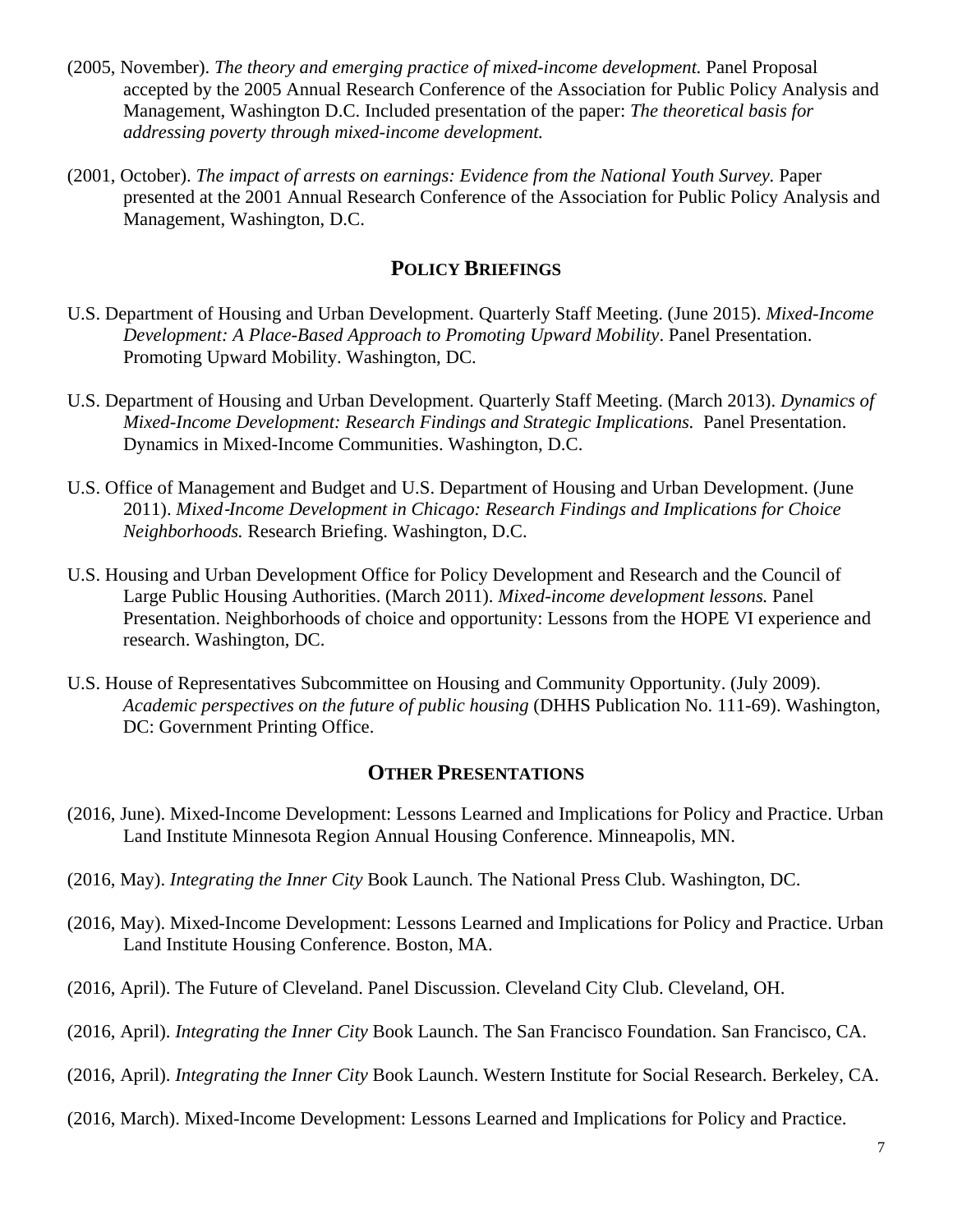(2005, November). *The theory and emerging practice of mixed-income development.* Panel Proposal accepted by the 2005 Annual Research Conference of the Association for Public Policy Analysis and Management, Washington D.C. Included presentation of the paper: *The theoretical basis for addressing poverty through mixed-income development.*

(2001, October). *The impact of arrests on earnings: Evidence from the National Youth Survey.* Paper presented at the 2001 Annual Research Conference of the Association for Public Policy Analysis and Management, Washington, D.C.

## POLICY BRIEFINGS

U.S. Department of Housing and Urban Development. Quarterly Staff Meeting. (June 2015). *Mixed-Income Development: A Place-Based Approach to Promoting Upward Mobility*. Panel Presentation. Promoting Upward Mobility. Washington, DC.

U.S. Department of Housing and Urban Development. Quarterly Staff Meeting. (March 2013). *Dynamics of Mixed-Income Development: Research Findings and Strategic Implications.* Panel Presentation. Dynamics in Mixed-Income Communities. Washington, D.C.

U.S. Office of Management and Budget and U.S. Department of Housing and Urban Development. (June 2011). *Mixed-Income Development in Chicago: Research Findings and Implications for Choice Neighborhoods.* Research Briefing. Washington, D.C.

U.S. Housing and Urban Development Office for Policy Development and Research and the Council of Large Public Housing Authorities. (March 2011). *Mixed-income development lessons.* Panel Presentation. Neighborhoods of choice and opportunity: Lessons from the HOPE VI experience and research. Washington, DC.

U.S. House of Representatives Subcommittee on Housing and Community Opportunity. (July 2009). *Academic perspectives on the future of public housing* (DHHS Publication No. 111-69). Washington, DC: Government Printing Office.

## OTHER PRESENTATIONS

(2016, June). Mixed-Income Development: Lessons Learned and Implications for Policy and Practice. Urban Land Institute Minnesota Region Annual Housing Conference. Minneapolis, MN.

(2016, May). *Integrating the Inner City* Book Launch. The National Press Club. Washington, DC.

(2016, May). Mixed-Income Development: Lessons Learned and Implications for Policy and Practice. Urban Land Institute Housing Conference. Boston, MA.

(2016, April). The Future of Cleveland. Panel Discussion. Cleveland City Club. Cleveland, OH.

(2016, April). *Integrating the Inner City* Book Launch. The San Francisco Foundation. San Francisco, CA.

(2016, April). *Integrating the Inner City* Book Launch. Western Institute for Social Research. Berkeley, CA.

(2016, March). Mixed-Income Development: Lessons Learned and Implications for Policy and Practice.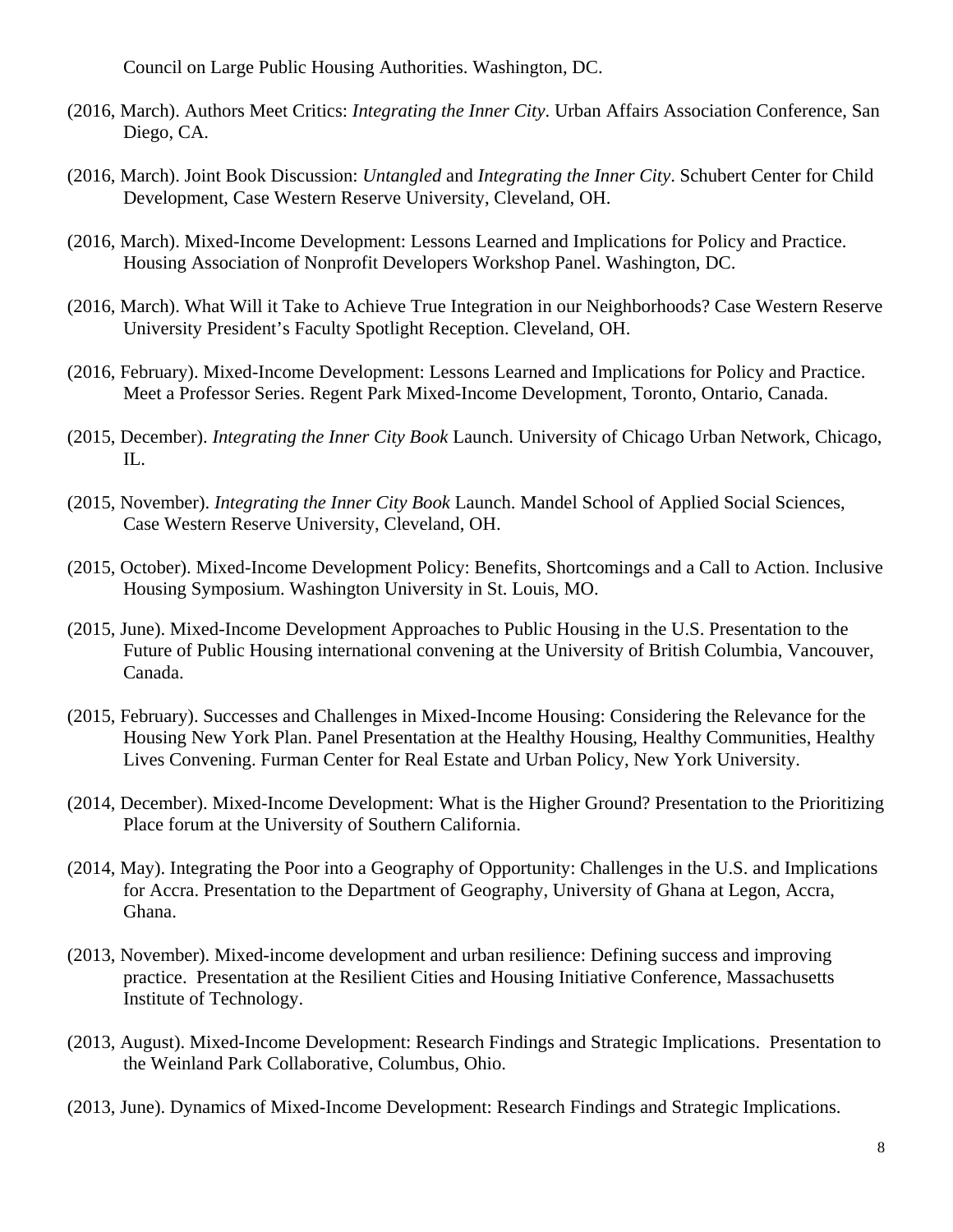Council on Large Public Housing Authorities. Washington, DC.

(2016, March). Authors Meet Critics: *Integrating the Inner City*. Urban Affairs Association Conference, San Diego, CA.

(2016, March). Joint Book Discussion: *Untangled* and *Integrating the Inner City*. Schubert Center for Child Development, Case Western Reserve University, Cleveland, OH.

(2016, March). Mixed-Income Development: Lessons Learned and Implications for Policy and Practice. Housing Association of Nonprofit Developers Workshop Panel. Washington, DC.

(2016, March). What Will it Take to Achieve True Integration in our Neighborhoods? Case Western Reserve University President's Faculty Spotlight Reception. Cleveland, OH.

(2016, February). Mixed-Income Development: Lessons Learned and Implications for Policy and Practice. Meet a Professor Series. Regent Park Mixed-Income Development, Toronto, Ontario, Canada.

(2015, December). *Integrating the Inner City Book* Launch. University of Chicago Urban Network, Chicago, IL.

(2015, November). *Integrating the Inner City Book* Launch. Mandel School of Applied Social Sciences, Case Western Reserve University, Cleveland, OH.

(2015, October). Mixed-Income Development Policy: Benefits, Shortcomings and a Call to Action. Inclusive Housing Symposium. Washington University in St. Louis, MO.

(2015, June). Mixed-Income Development Approaches to Public Housing in the U.S. Presentation to the Future of Public Housing international convening at the University of British Columbia, Vancouver, Canada.

(2015, February). Successes and Challenges in Mixed-Income Housing: Considering the Relevance for the Housing New York Plan. Panel Presentation at the Healthy Housing, Healthy Communities, Healthy Lives Convening. Furman Center for Real Estate and Urban Policy, New York University.

(2014, December). Mixed-Income Development: What is the Higher Ground? Presentation to the Prioritizing Place forum at the University of Southern California.

(2014, May). Integrating the Poor into a Geography of Opportunity: Challenges in the U.S. and Implications for Accra. Presentation to the Department of Geography, University of Ghana at Legon, Accra, Ghana.

(2013, November). Mixed-income development and urban resilience: Defining success and improving practice. Presentation at the Resilient Cities and Housing Initiative Conference, Massachusetts Institute of Technology.

(2013, August). Mixed-Income Development: Research Findings and Strategic Implications. Presentation to the Weinland Park Collaborative, Columbus, Ohio.

(2013, June). Dynamics of Mixed-Income Development: Research Findings and Strategic Implications.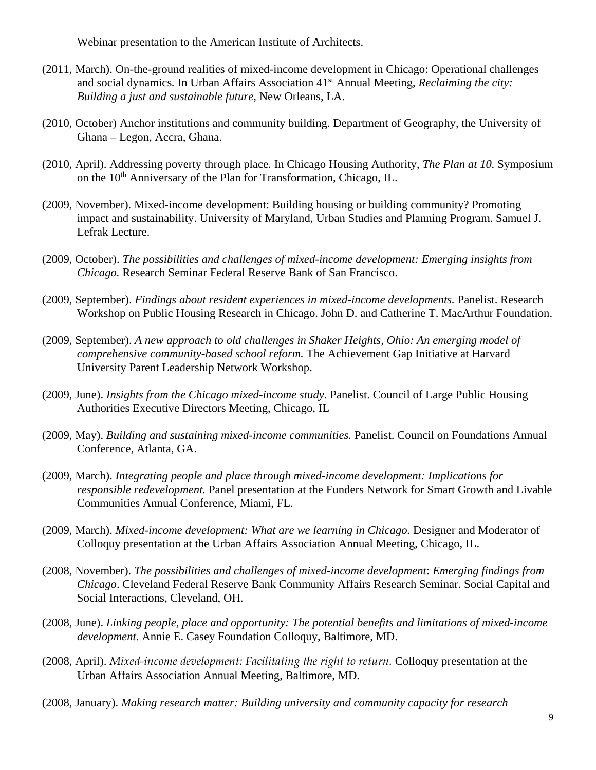Webinar presentation to the American Institute of Architects.

(2011, March). On-the-ground realities of mixed-income development in Chicago: Operational challenges and social dynamics. In Urban Affairs Association 41st Annual Meeting, *Reclaiming the city: Building a just and sustainable future*, New Orleans, LA.

(2010, October) Anchor institutions and community building. Department of Geography, the University of Ghana – Legon, Accra, Ghana.

(2010, April). Addressing poverty through place. In Chicago Housing Authority, *The Plan at 10.* Symposium on the 10th Anniversary of the Plan for Transformation, Chicago, IL.

(2009, November). Mixed-income development: Building housing or building community? Promoting impact and sustainability. University of Maryland, Urban Studies and Planning Program. Samuel J. Lefrak Lecture.

(2009, October). *The possibilities and challenges of mixed-income development: Emerging insights from Chicago.* Research Seminar Federal Reserve Bank of San Francisco.

(2009, September). *Findings about resident experiences in mixed-income developments.* Panelist. Research Workshop on Public Housing Research in Chicago. John D. and Catherine T. MacArthur Foundation.

(2009, September). *A new approach to old challenges in Shaker Heights, Ohio: An emerging model of comprehensive community-based school reform.* The Achievement Gap Initiative at Harvard University Parent Leadership Network Workshop.

(2009, June). *Insights from the Chicago mixed-income study.* Panelist. Council of Large Public Housing Authorities Executive Directors Meeting, Chicago, IL

(2009, May). *Building and sustaining mixed-income communities.* Panelist. Council on Foundations Annual Conference, Atlanta, GA.

(2009, March). *Integrating people and place through mixed-income development: Implications for responsible redevelopment.* Panel presentation at the Funders Network for Smart Growth and Livable Communities Annual Conference, Miami, FL.

(2009, March). *Mixed-income development: What are we learning in Chicago.* Designer and Moderator of Colloquy presentation at the Urban Affairs Association Annual Meeting, Chicago, IL.

(2008, November). *The possibilities and challenges of mixed-income development*: *Emerging findings from Chicago*. Cleveland Federal Reserve Bank Community Affairs Research Seminar. Social Capital and Social Interactions, Cleveland, OH.

(2008, June). *Linking people, place and opportunity: The potential benefits and limitations of mixed-income development.* Annie E. Casey Foundation Colloquy, Baltimore, MD.

(2008, April). *Mixed-income development: Facilitating the right to return.* Colloquy presentation at the Urban Affairs Association Annual Meeting, Baltimore, MD.

(2008, January). *Making research matter: Building university and community capacity for research*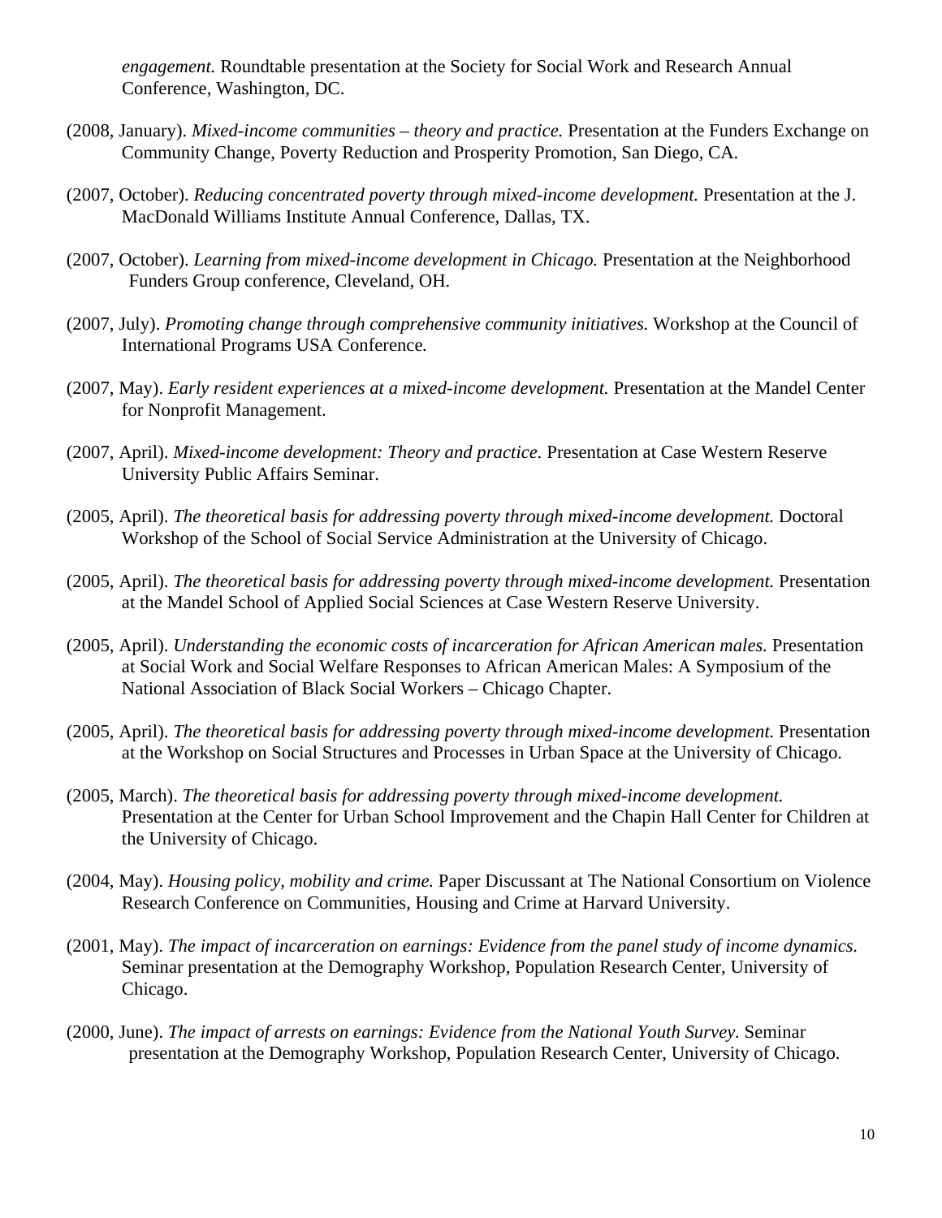*engagement.* Roundtable presentation at the Society for Social Work and Research Annual Conference, Washington, DC.

(2008, January). *Mixed-income communities – theory and practice.* Presentation at the Funders Exchange on Community Change, Poverty Reduction and Prosperity Promotion, San Diego, CA.

(2007, October). *Reducing concentrated poverty through mixed-income development.* Presentation at the J. MacDonald Williams Institute Annual Conference, Dallas, TX.

(2007, October). *Learning from mixed-income development in Chicago.* Presentation at the Neighborhood Funders Group conference, Cleveland, OH.

(2007, July). *Promoting change through comprehensive community initiatives.* Workshop at the Council of International Programs USA Conference.

(2007, May). *Early resident experiences at a mixed-income development.* Presentation at the Mandel Center for Nonprofit Management.

(2007, April). *Mixed-income development: Theory and practice.* Presentation at Case Western Reserve University Public Affairs Seminar.

(2005, April). *The theoretical basis for addressing poverty through mixed-income development.* Doctoral Workshop of the School of Social Service Administration at the University of Chicago.

(2005, April). *The theoretical basis for addressing poverty through mixed-income development.* Presentation at the Mandel School of Applied Social Sciences at Case Western Reserve University.

(2005, April). *Understanding the economic costs of incarceration for African American males.* Presentation at Social Work and Social Welfare Responses to African American Males: A Symposium of the National Association of Black Social Workers – Chicago Chapter.

(2005, April). *The theoretical basis for addressing poverty through mixed-income development.* Presentation at the Workshop on Social Structures and Processes in Urban Space at the University of Chicago.

(2005, March). *The theoretical basis for addressing poverty through mixed-income development.* Presentation at the Center for Urban School Improvement and the Chapin Hall Center for Children at the University of Chicago.

(2004, May). *Housing policy, mobility and crime.* Paper Discussant at The National Consortium on Violence Research Conference on Communities, Housing and Crime at Harvard University.

(2001, May). *The impact of incarceration on earnings: Evidence from the panel study of income dynamics.* Seminar presentation at the Demography Workshop, Population Research Center, University of Chicago.

(2000, June). *The impact of arrests on earnings: Evidence from the National Youth Survey*. Seminar presentation at the Demography Workshop, Population Research Center, University of Chicago.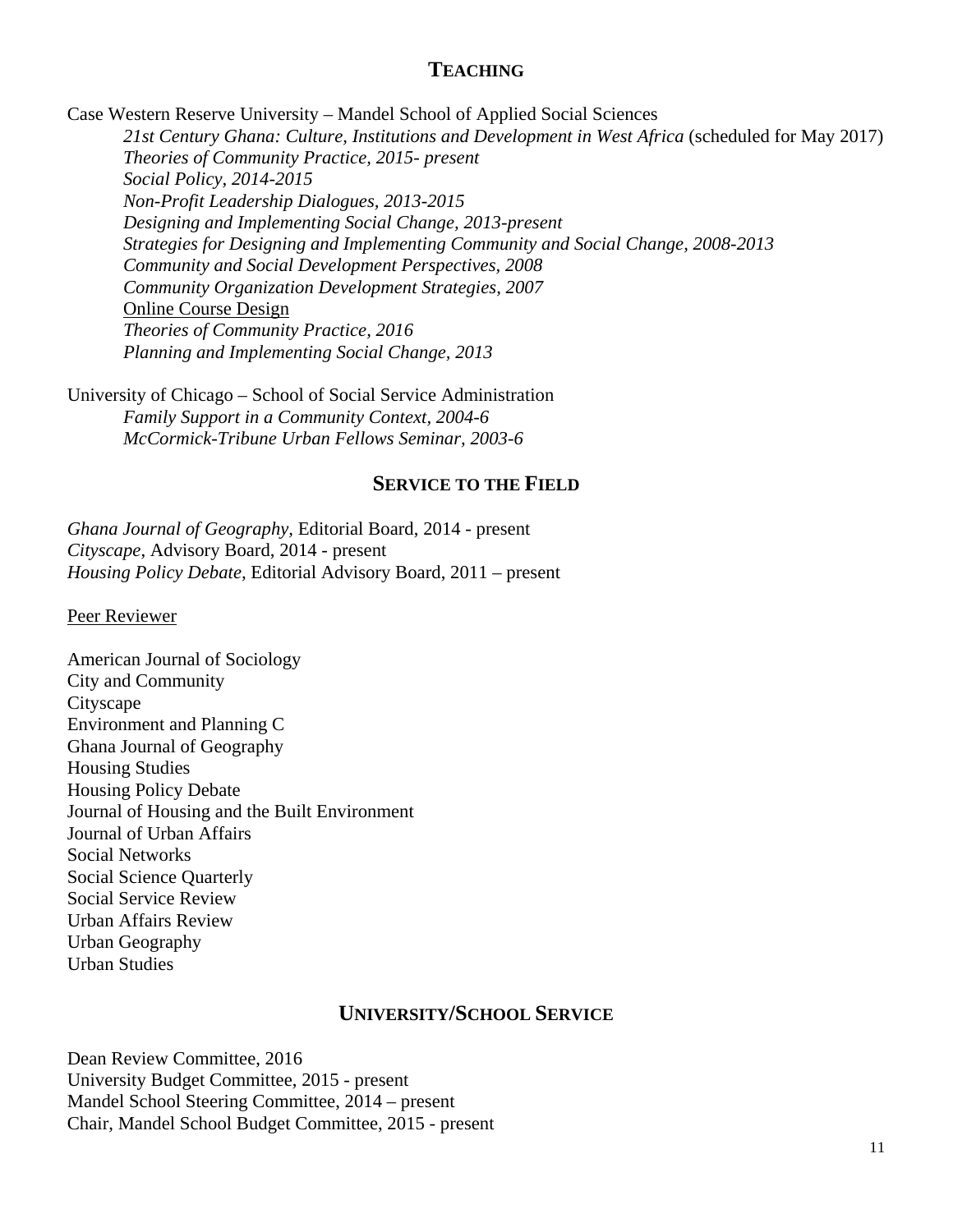## TEACHING

Case Western Reserve University – Mandel School of Applied Social Sciences

- *21st Century Ghana: Culture, Institutions and Development in West Africa* (scheduled for May 2017)
- *Theories of Community Practice, 2015- present*
- *Social Policy, 2014-2015*
- *Non-Profit Leadership Dialogues, 2013-2015*
- *Designing and Implementing Social Change, 2013-present*
- *Strategies for Designing and Implementing Community and Social Change, 2008-2013*
- *Community and Social Development Perspectives, 2008*
- *Community Organization Development Strategies, 2007*

Online Course Design

- *Theories of Community Practice, 2016*
- *Planning and Implementing Social Change, 2013*

University of Chicago – School of Social Service Administration

- *Family Support in a Community Context, 2004-6*
- *McCormick-Tribune Urban Fellows Seminar, 2003-6*

## SERVICE TO THE FIELD

*Ghana Journal of Geography,* Editorial Board, 2014 - present
*Cityscape*, Advisory Board, 2014 - present
*Housing Policy Debate,* Editorial Advisory Board, 2011 – present

Peer Reviewer

American Journal of Sociology
City and Community
Cityscape
Environment and Planning C
Ghana Journal of Geography
Housing Studies
Housing Policy Debate
Journal of Housing and the Built Environment
Journal of Urban Affairs
Social Networks
Social Science Quarterly
Social Service Review
Urban Affairs Review
Urban Geography
Urban Studies

## UNIVERSITY/SCHOOL SERVICE

Dean Review Committee, 2016
University Budget Committee, 2015 - present
Mandel School Steering Committee, 2014 – present
Chair, Mandel School Budget Committee, 2015 - present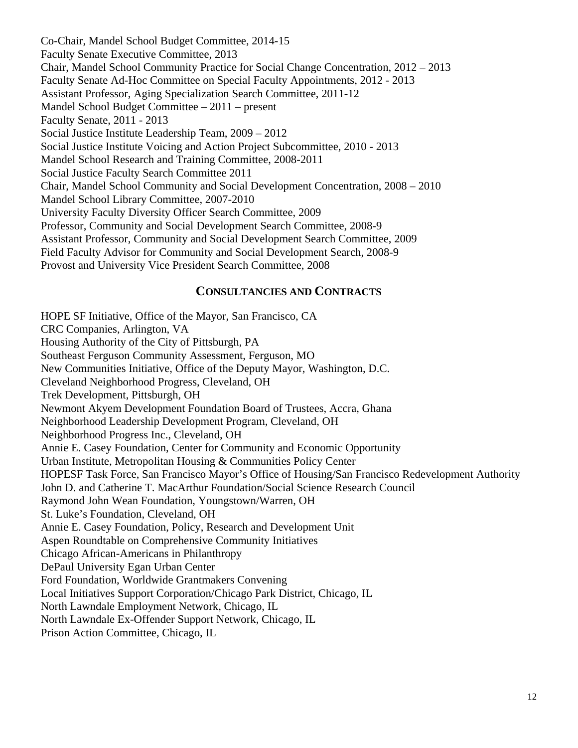Co-Chair, Mandel School Budget Committee, 2014-15
Faculty Senate Executive Committee, 2013
Chair, Mandel School Community Practice for Social Change Concentration, 2012 – 2013
Faculty Senate Ad-Hoc Committee on Special Faculty Appointments, 2012 - 2013
Assistant Professor, Aging Specialization Search Committee, 2011-12
Mandel School Budget Committee – 2011 – present
Faculty Senate, 2011 - 2013
Social Justice Institute Leadership Team, 2009 – 2012
Social Justice Institute Voicing and Action Project Subcommittee, 2010 - 2013
Mandel School Research and Training Committee, 2008-2011
Social Justice Faculty Search Committee 2011
Chair, Mandel School Community and Social Development Concentration, 2008 – 2010
Mandel School Library Committee, 2007-2010
University Faculty Diversity Officer Search Committee, 2009
Professor, Community and Social Development Search Committee, 2008-9
Assistant Professor, Community and Social Development Search Committee, 2009
Field Faculty Advisor for Community and Social Development Search, 2008-9
Provost and University Vice President Search Committee, 2008

## CONSULTANCIES AND CONTRACTS

HOPE SF Initiative, Office of the Mayor, San Francisco, CA
CRC Companies, Arlington, VA
Housing Authority of the City of Pittsburgh, PA
Southeast Ferguson Community Assessment, Ferguson, MO
New Communities Initiative, Office of the Deputy Mayor, Washington, D.C.
Cleveland Neighborhood Progress, Cleveland, OH
Trek Development, Pittsburgh, OH
Newmont Akyem Development Foundation Board of Trustees, Accra, Ghana
Neighborhood Leadership Development Program, Cleveland, OH
Neighborhood Progress Inc., Cleveland, OH
Annie E. Casey Foundation, Center for Community and Economic Opportunity
Urban Institute, Metropolitan Housing & Communities Policy Center
HOPESF Task Force, San Francisco Mayor's Office of Housing/San Francisco Redevelopment Authority
John D. and Catherine T. MacArthur Foundation/Social Science Research Council
Raymond John Wean Foundation, Youngstown/Warren, OH
St. Luke's Foundation, Cleveland, OH
Annie E. Casey Foundation, Policy, Research and Development Unit
Aspen Roundtable on Comprehensive Community Initiatives
Chicago African-Americans in Philanthropy
DePaul University Egan Urban Center
Ford Foundation, Worldwide Grantmakers Convening
Local Initiatives Support Corporation/Chicago Park District, Chicago, IL
North Lawndale Employment Network, Chicago, IL
North Lawndale Ex-Offender Support Network, Chicago, IL
Prison Action Committee, Chicago, IL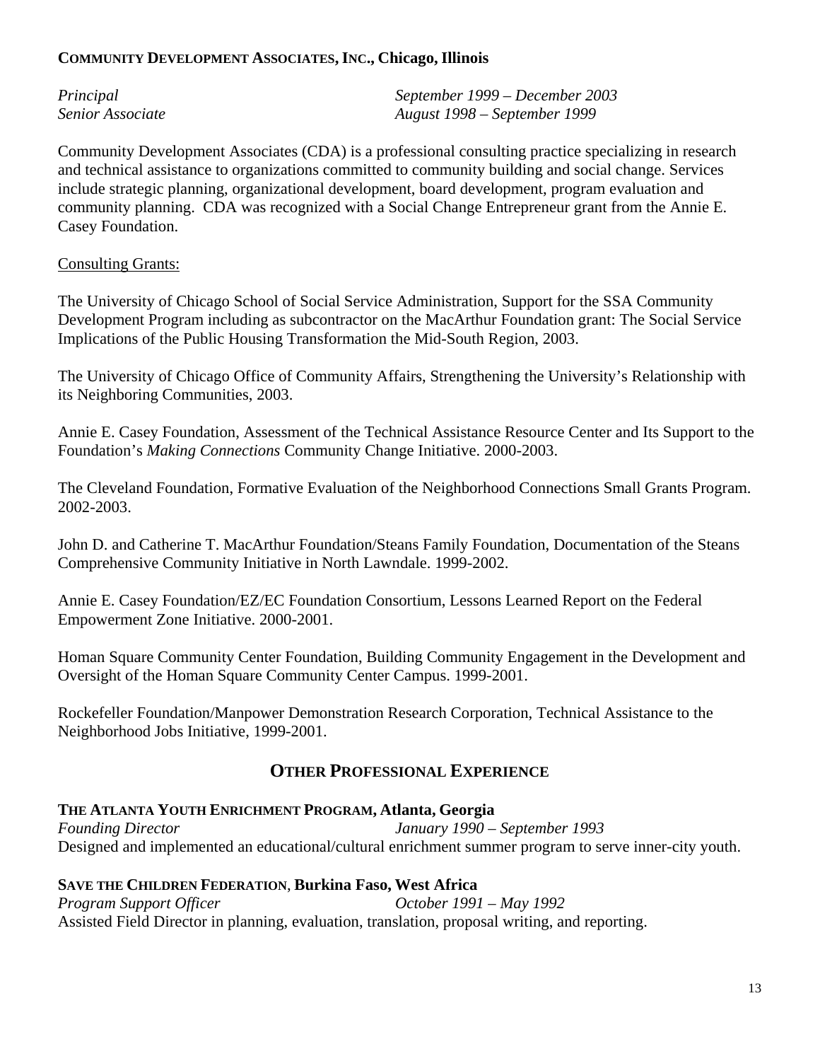**COMMUNITY DEVELOPMENT ASSOCIATES, INC., Chicago, Illinois**

*Principal* *September 1999 – December 2003*
*Senior Associate* *August 1998 – September 1999*

Community Development Associates (CDA) is a professional consulting practice specializing in research and technical assistance to organizations committed to community building and social change. Services include strategic planning, organizational development, board development, program evaluation and community planning. CDA was recognized with a Social Change Entrepreneur grant from the Annie E. Casey Foundation.

<u>Consulting Grants:</u>

The University of Chicago School of Social Service Administration, Support for the SSA Community Development Program including as subcontractor on the MacArthur Foundation grant: The Social Service Implications of the Public Housing Transformation the Mid-South Region, 2003.

The University of Chicago Office of Community Affairs, Strengthening the University's Relationship with its Neighboring Communities, 2003.

Annie E. Casey Foundation, Assessment of the Technical Assistance Resource Center and Its Support to the Foundation's *Making Connections* Community Change Initiative. 2000-2003.

The Cleveland Foundation, Formative Evaluation of the Neighborhood Connections Small Grants Program. 2002-2003.

John D. and Catherine T. MacArthur Foundation/Steans Family Foundation, Documentation of the Steans Comprehensive Community Initiative in North Lawndale. 1999-2002.

Annie E. Casey Foundation/EZ/EC Foundation Consortium, Lessons Learned Report on the Federal Empowerment Zone Initiative. 2000-2001.

Homan Square Community Center Foundation, Building Community Engagement in the Development and Oversight of the Homan Square Community Center Campus. 1999-2001.

Rockefeller Foundation/Manpower Demonstration Research Corporation, Technical Assistance to the Neighborhood Jobs Initiative, 1999-2001.

## OTHER PROFESSIONAL EXPERIENCE

**THE ATLANTA YOUTH ENRICHMENT PROGRAM, Atlanta, Georgia**
*Founding Director* *January 1990 – September 1993*
Designed and implemented an educational/cultural enrichment summer program to serve inner-city youth.

**SAVE THE CHILDREN FEDERATION, Burkina Faso, West Africa**
*Program Support Officer* *October 1991 – May 1992*
Assisted Field Director in planning, evaluation, translation, proposal writing, and reporting.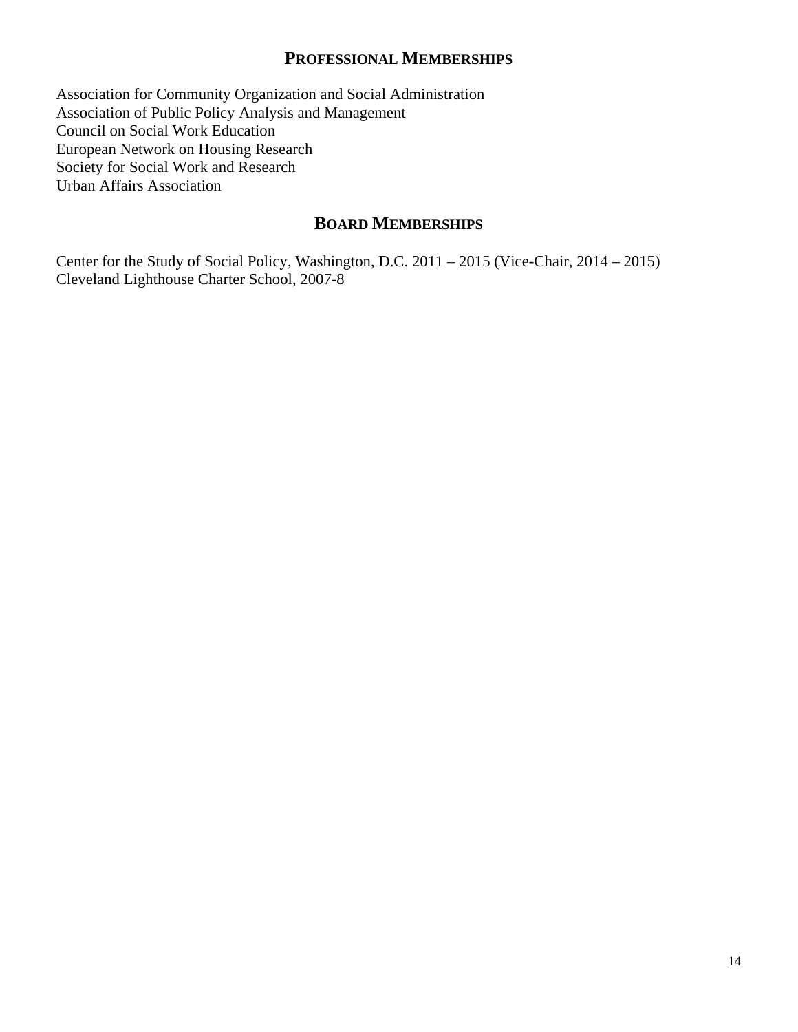## PROFESSIONAL MEMBERSHIPS

Association for Community Organization and Social Administration
Association of Public Policy Analysis and Management
Council on Social Work Education
European Network on Housing Research
Society for Social Work and Research
Urban Affairs Association

## BOARD MEMBERSHIPS

Center for the Study of Social Policy, Washington, D.C. 2011 – 2015 (Vice-Chair, 2014 – 2015)
Cleveland Lighthouse Charter School, 2007-8